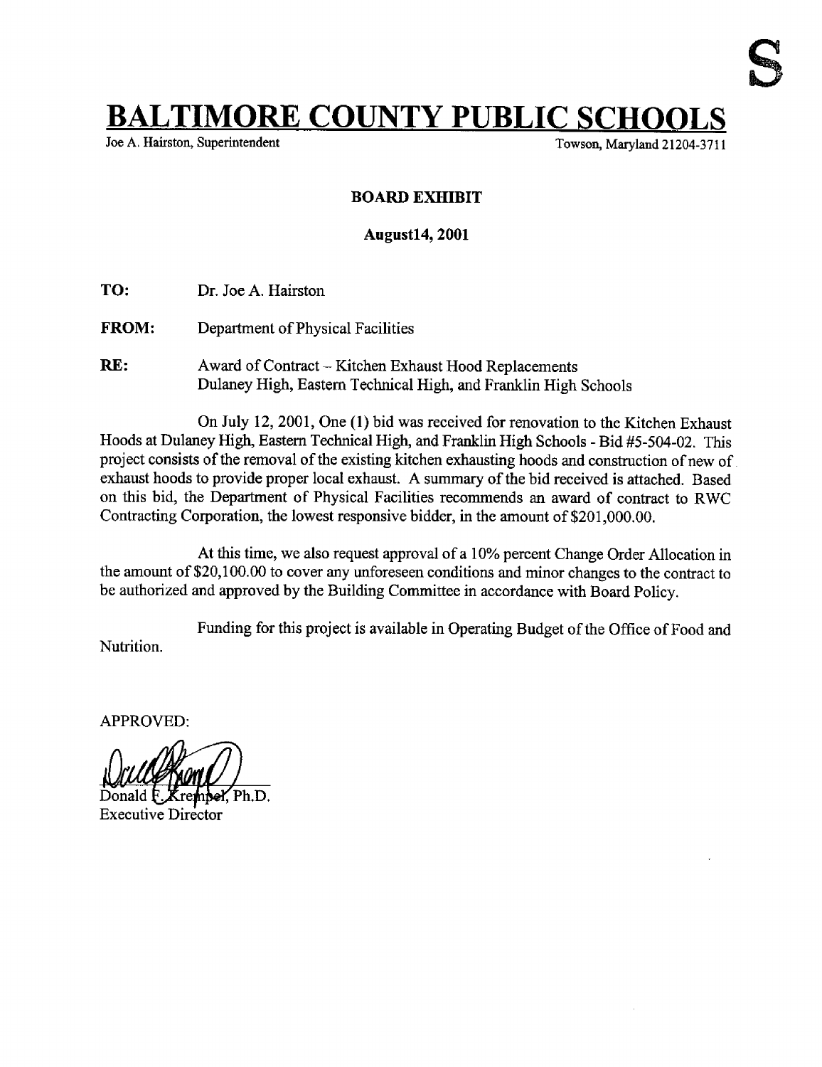S

# BALTIMORE COUNTY PUBLIC SCHOOLS

Joe A. Hairston, Superintendent — Towson, Maryland 21204-3711

**BOARD EXHIBIT**

**August14, 2001**

**TO:** Dr. Joe A. Hairston

**FROM:** Department of Physical Facilities

**RE:** Award of Contract – Kitchen Exhaust Hood Replacements
Dulaney High, Eastern Technical High, and Franklin High Schools

On July 12, 2001, One (1) bid was received for renovation to the Kitchen Exhaust Hoods at Dulaney High, Eastern Technical High, and Franklin High Schools - Bid #5-504-02. This project consists of the removal of the existing kitchen exhausting hoods and construction of new of exhaust hoods to provide proper local exhaust. A summary of the bid received is attached. Based on this bid, the Department of Physical Facilities recommends an award of contract to RWC Contracting Corporation, the lowest responsive bidder, in the amount of $201,000.00.

At this time, we also request approval of a 10% percent Change Order Allocation in the amount of $20,100.00 to cover any unforeseen conditions and minor changes to the contract to be authorized and approved by the Building Committee in accordance with Board Policy.

Funding for this project is available in Operating Budget of the Office of Food and Nutrition.

APPROVED:

Donald F. Krempel, Ph.D.
Executive Director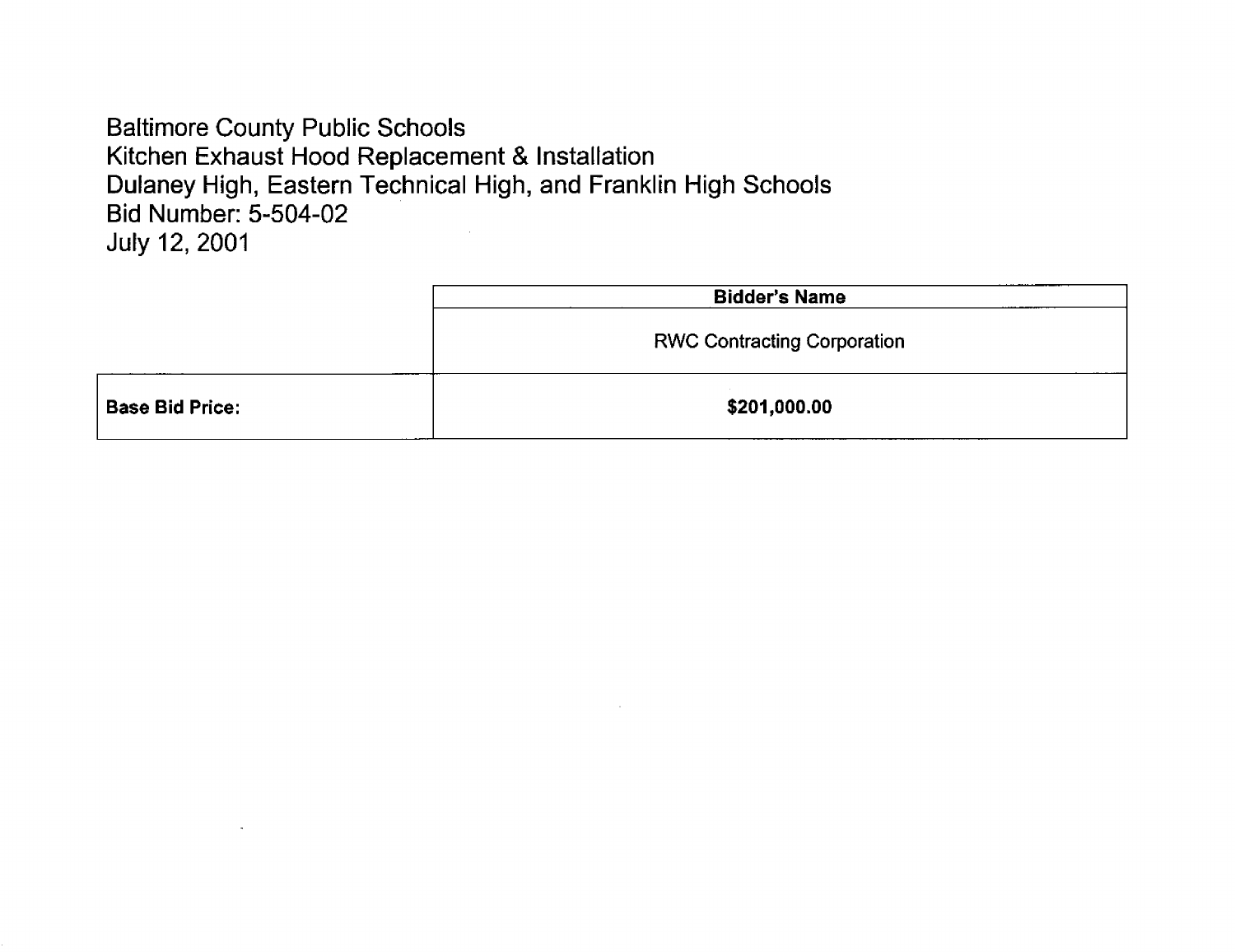Baltimore County Public Schools
Kitchen Exhaust Hood Replacement & Installation
Dulaney High, Eastern Technical High, and Franklin High Schools
Bid Number: 5-504-02
July 12, 2001

| | **Bidder's Name** |
|---|---|
| | RWC Contracting Corporation |
| **Base Bid Price:** | **$201,000.00** |